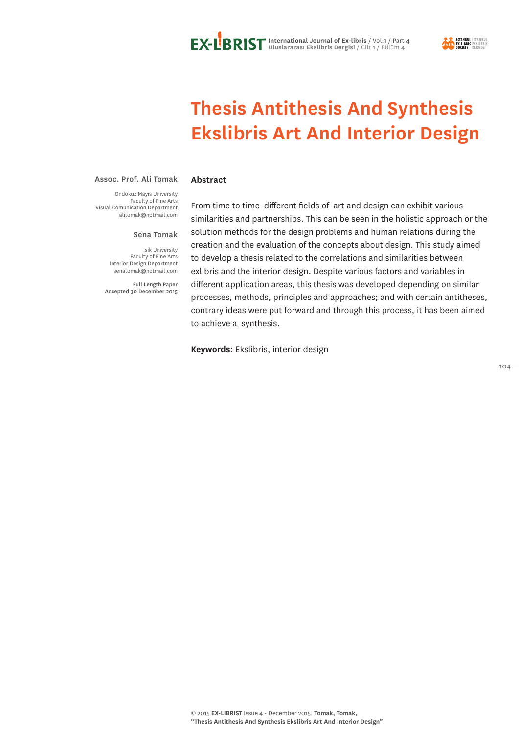# Thesis Antithesis And Synthesis Ekslibris Art And Interior Design

**Assoc. Prof. Ali Tomak**

Ondokuz Mayıs University
Faculty of Fine Arts
Visual Comunication Department
alitomak@hotmail.com

**Sena Tomak**

Isik University
Faculty of Fine Arts
Interior Design Department
senatomak@hotmail.com

Full Length Paper
Accepted 30 December 2015

## Abstract

From time to time different fields of art and design can exhibit various similarities and partnerships. This can be seen in the holistic approach or the solution methods for the design problems and human relations during the creation and the evaluation of the concepts about design. This study aimed to develop a thesis related to the correlations and similarities between exlibris and the interior design. Despite various factors and variables in different application areas, this thesis was developed depending on similar processes, methods, principles and approaches; and with certain antitheses, contrary ideas were put forward and through this process, it has been aimed to achieve a synthesis.

**Keywords:** Ekslibris, interior design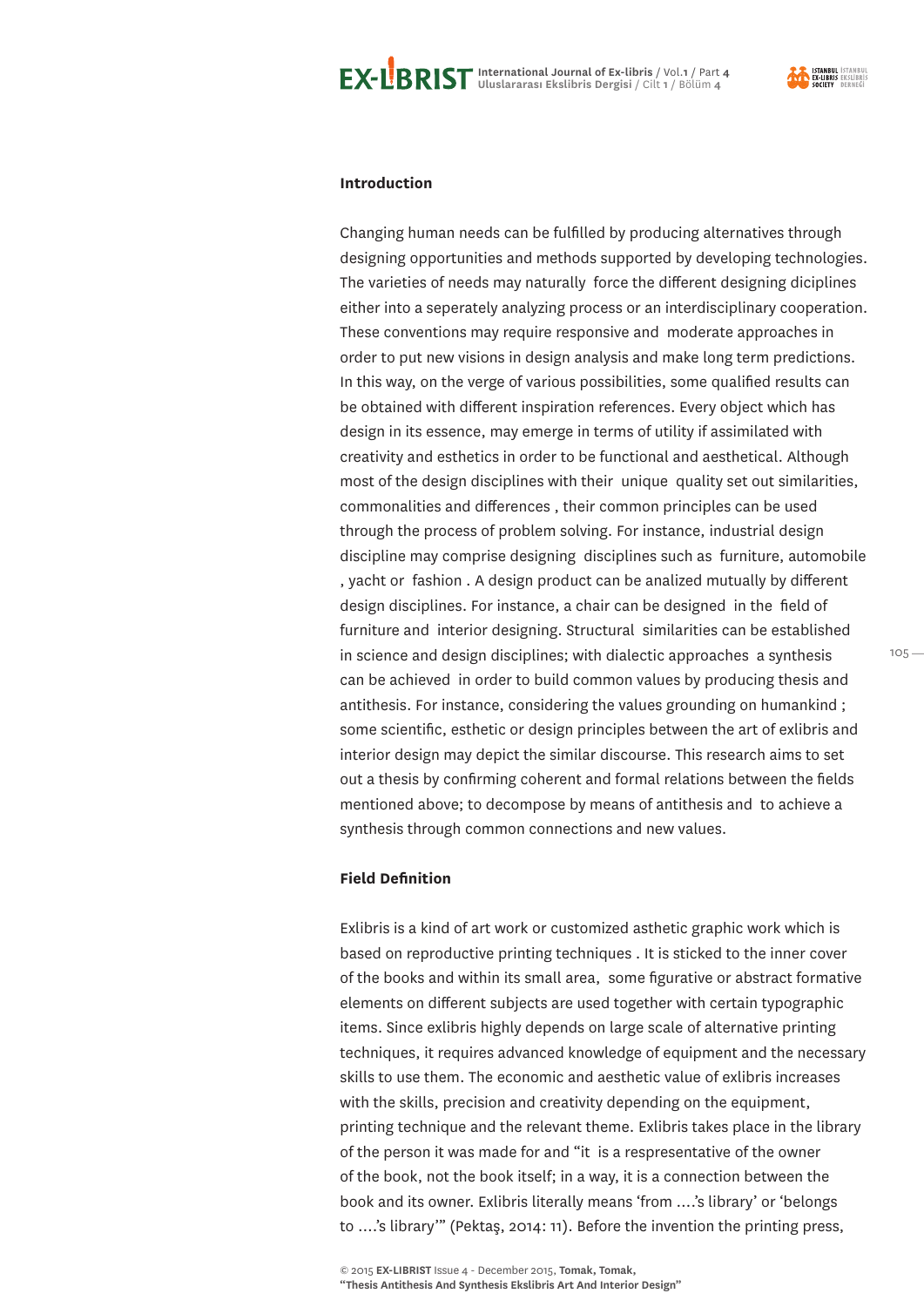## Introduction

Changing human needs can be fulfilled by producing alternatives through designing opportunities and methods supported by developing technologies. The varieties of needs may naturally force the different designing diciplines either into a seperately analyzing process or an interdisciplinary cooperation. These conventions may require responsive and moderate approaches in order to put new visions in design analysis and make long term predictions. In this way, on the verge of various possibilities, some qualified results can be obtained with different inspiration references. Every object which has design in its essence, may emerge in terms of utility if assimilated with creativity and esthetics in order to be functional and aesthetical. Although most of the design disciplines with their unique quality set out similarities, commonalities and differences , their common principles can be used through the process of problem solving. For instance, industrial design discipline may comprise designing disciplines such as furniture, automobile , yacht or fashion . A design product can be analized mutually by different design disciplines. For instance, a chair can be designed in the field of furniture and interior designing. Structural similarities can be established in science and design disciplines; with dialectic approaches a synthesis can be achieved in order to build common values by producing thesis and antithesis. For instance, considering the values grounding on humankind ; some scientific, esthetic or design principles between the art of exlibris and interior design may depict the similar discourse. This research aims to set out a thesis by confirming coherent and formal relations between the fields mentioned above; to decompose by means of antithesis and to achieve a synthesis through common connections and new values.

## Field Definition

Exlibris is a kind of art work or customized asthetic graphic work which is based on reproductive printing techniques . It is sticked to the inner cover of the books and within its small area, some figurative or abstract formative elements on different subjects are used together with certain typographic items. Since exlibris highly depends on large scale of alternative printing techniques, it requires advanced knowledge of equipment and the necessary skills to use them. The economic and aesthetic value of exlibris increases with the skills, precision and creativity depending on the equipment, printing technique and the relevant theme. Exlibris takes place in the library of the person it was made for and "it is a respresentative of the owner of the book, not the book itself; in a way, it is a connection between the book and its owner. Exlibris literally means 'from ....'s library' or 'belongs to ....'s library'" (Pektaş, 2014: 11). Before the invention the printing press,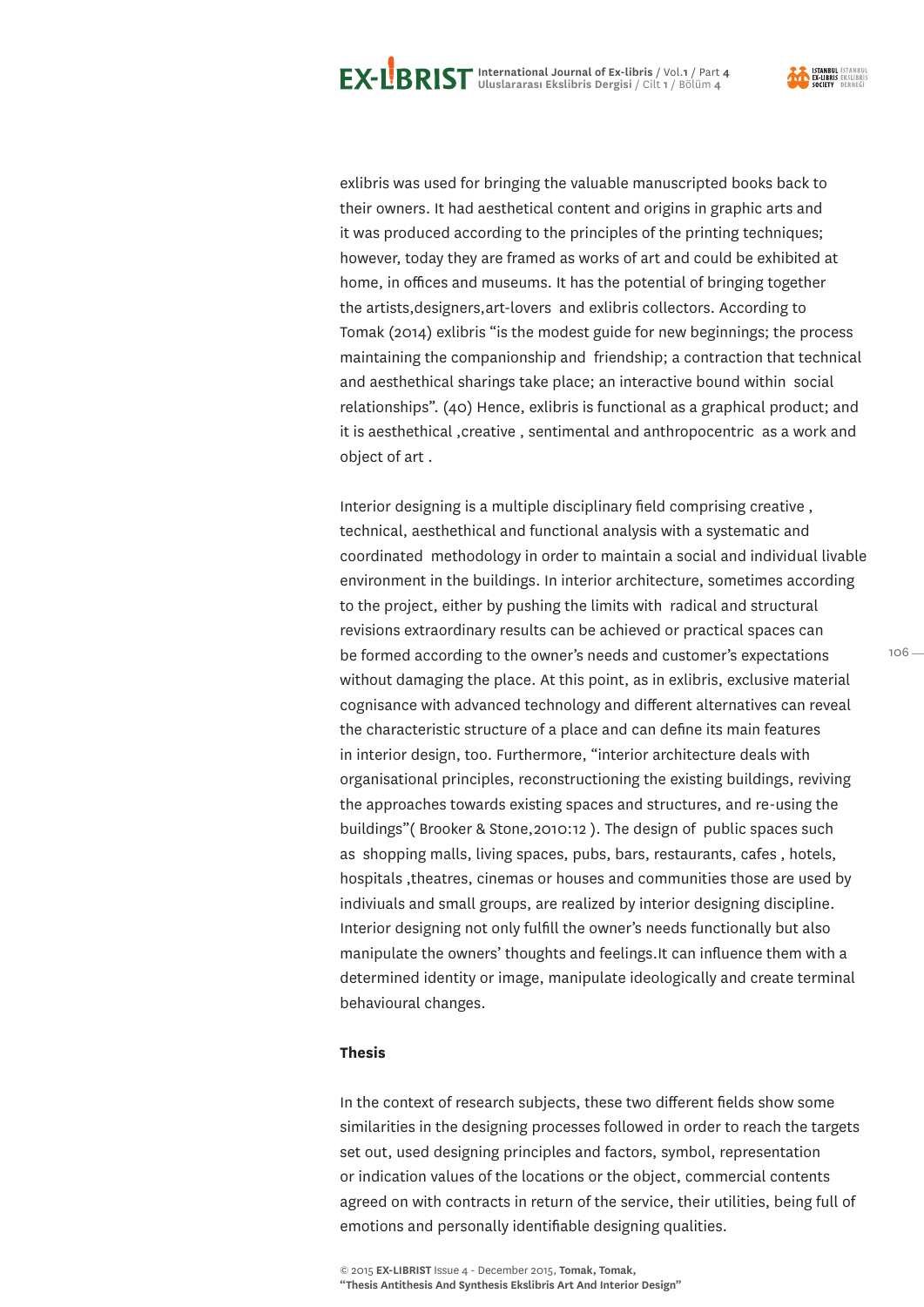exlibris was used for bringing the valuable manuscripted books back to their owners. It had aesthetical content and origins in graphic arts and it was produced according to the principles of the printing techniques; however, today they are framed as works of art and could be exhibited at home, in offices and museums. It has the potential of bringing together the artists,designers,art-lovers and exlibris collectors. According to Tomak (2014) exlibris "is the modest guide for new beginnings; the process maintaining the companionship and friendship; a contraction that technical and aesthethical sharings take place; an interactive bound within social relationships". (40) Hence, exlibris is functional as a graphical product; and it is aesthethical ,creative , sentimental and anthropocentric as a work and object of art .

Interior designing is a multiple disciplinary field comprising creative , technical, aesthethical and functional analysis with a systematic and coordinated methodology in order to maintain a social and individual livable environment in the buildings. In interior architecture, sometimes according to the project, either by pushing the limits with radical and structural revisions extraordinary results can be achieved or practical spaces can be formed according to the owner's needs and customer's expectations without damaging the place. At this point, as in exlibris, exclusive material cognisance with advanced technology and different alternatives can reveal the characteristic structure of a place and can define its main features in interior design, too. Furthermore, "interior architecture deals with organisational principles, reconstructioning the existing buildings, reviving the approaches towards existing spaces and structures, and re-using the buildings"( Brooker & Stone,2010:12 ). The design of public spaces such as shopping malls, living spaces, pubs, bars, restaurants, cafes , hotels, hospitals ,theatres, cinemas or houses and communities those are used by indiviuals and small groups, are realized by interior designing discipline. Interior designing not only fulfill the owner's needs functionally but also manipulate the owners' thoughts and feelings.It can influence them with a determined identity or image, manipulate ideologically and create terminal behavioural changes.

**Thesis**

In the context of research subjects, these two different fields show some similarities in the designing processes followed in order to reach the targets set out, used designing principles and factors, symbol, representation or indication values of the locations or the object, commercial contents agreed on with contracts in return of the service, their utilities, being full of emotions and personally identifiable designing qualities.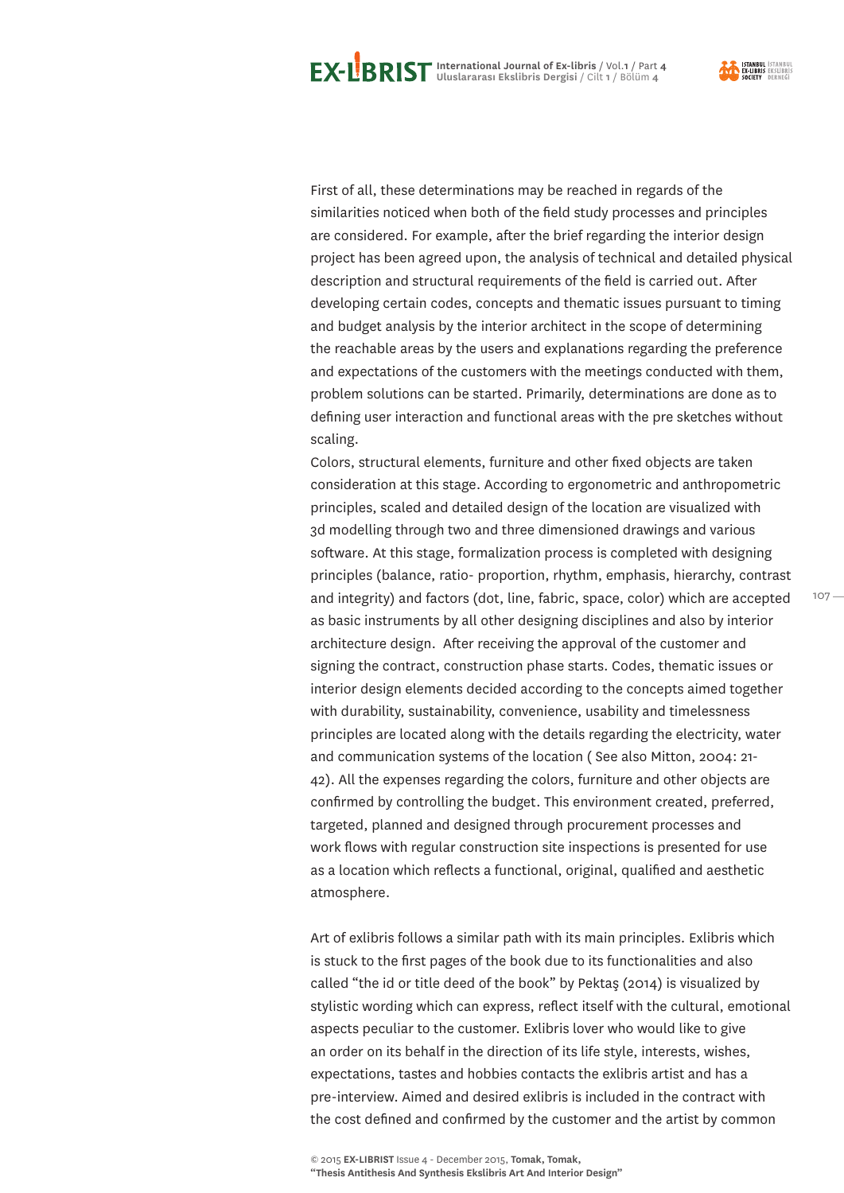First of all, these determinations may be reached in regards of the similarities noticed when both of the field study processes and principles are considered. For example, after the brief regarding the interior design project has been agreed upon, the analysis of technical and detailed physical description and structural requirements of the field is carried out. After developing certain codes, concepts and thematic issues pursuant to timing and budget analysis by the interior architect in the scope of determining the reachable areas by the users and explanations regarding the preference and expectations of the customers with the meetings conducted with them, problem solutions can be started. Primarily, determinations are done as to defining user interaction and functional areas with the pre sketches without scaling.

Colors, structural elements, furniture and other fixed objects are taken consideration at this stage. According to ergonometric and anthropometric principles, scaled and detailed design of the location are visualized with 3d modelling through two and three dimensioned drawings and various software. At this stage, formalization process is completed with designing principles (balance, ratio- proportion, rhythm, emphasis, hierarchy, contrast and integrity) and factors (dot, line, fabric, space, color) which are accepted as basic instruments by all other designing disciplines and also by interior architecture design. After receiving the approval of the customer and signing the contract, construction phase starts. Codes, thematic issues or interior design elements decided according to the concepts aimed together with durability, sustainability, convenience, usability and timelessness principles are located along with the details regarding the electricity, water and communication systems of the location ( See also Mitton, 2004: 21-42). All the expenses regarding the colors, furniture and other objects are confirmed by controlling the budget. This environment created, preferred, targeted, planned and designed through procurement processes and work flows with regular construction site inspections is presented for use as a location which reflects a functional, original, qualified and aesthetic atmosphere.

Art of exlibris follows a similar path with its main principles. Exlibris which is stuck to the first pages of the book due to its functionalities and also called "the id or title deed of the book" by Pektaş (2014) is visualized by stylistic wording which can express, reflect itself with the cultural, emotional aspects peculiar to the customer. Exlibris lover who would like to give an order on its behalf in the direction of its life style, interests, wishes, expectations, tastes and hobbies contacts the exlibris artist and has a pre-interview. Aimed and desired exlibris is included in the contract with the cost defined and confirmed by the customer and the artist by common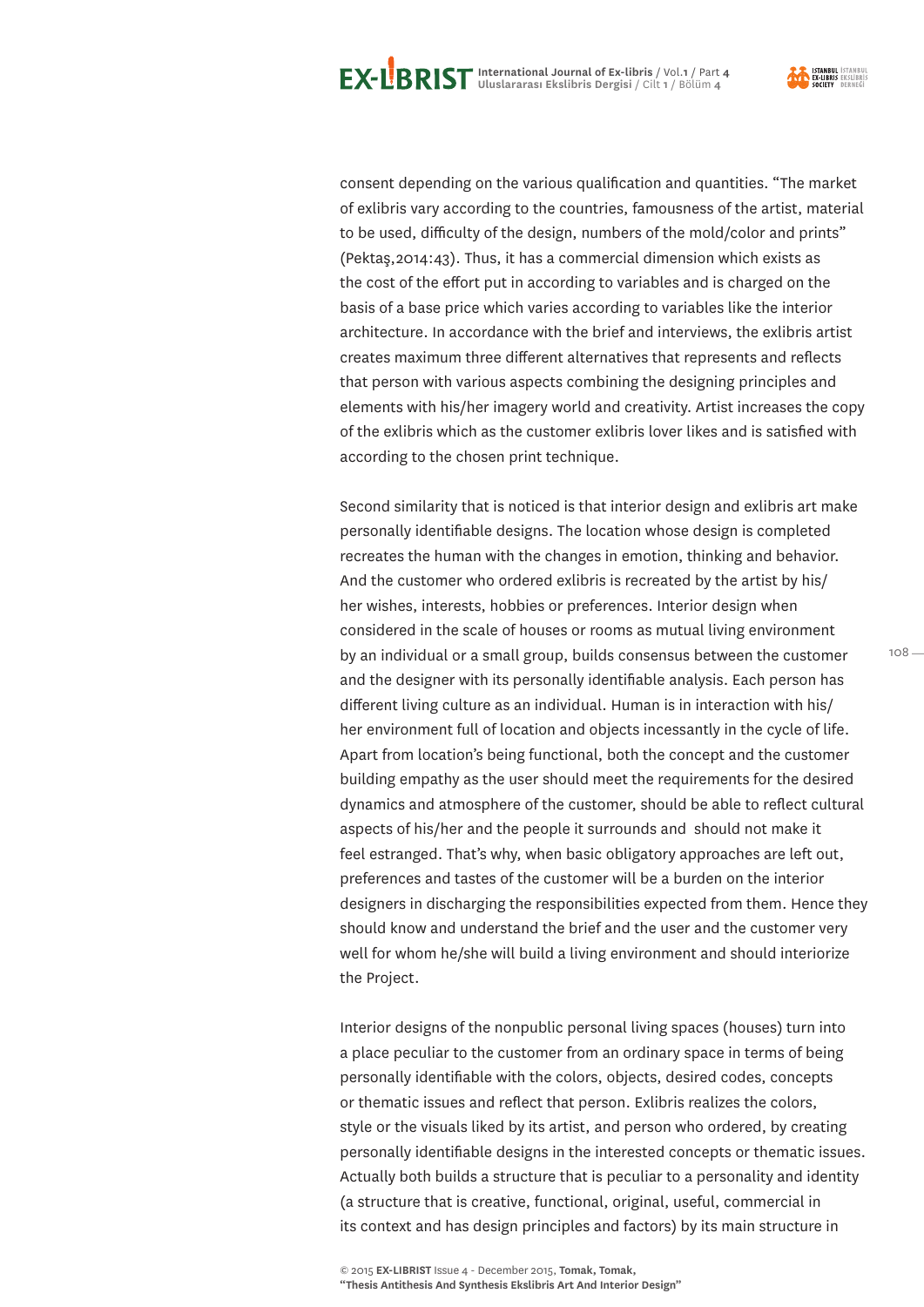consent depending on the various qualification and quantities. "The market of exlibris vary according to the countries, famousness of the artist, material to be used, difficulty of the design, numbers of the mold/color and prints" (Pektaş,2014:43). Thus, it has a commercial dimension which exists as the cost of the effort put in according to variables and is charged on the basis of a base price which varies according to variables like the interior architecture. In accordance with the brief and interviews, the exlibris artist creates maximum three different alternatives that represents and reflects that person with various aspects combining the designing principles and elements with his/her imagery world and creativity. Artist increases the copy of the exlibris which as the customer exlibris lover likes and is satisfied with according to the chosen print technique.

Second similarity that is noticed is that interior design and exlibris art make personally identifiable designs. The location whose design is completed recreates the human with the changes in emotion, thinking and behavior. And the customer who ordered exlibris is recreated by the artist by his/her wishes, interests, hobbies or preferences. Interior design when considered in the scale of houses or rooms as mutual living environment by an individual or a small group, builds consensus between the customer and the designer with its personally identifiable analysis. Each person has different living culture as an individual. Human is in interaction with his/her environment full of location and objects incessantly in the cycle of life. Apart from location's being functional, both the concept and the customer building empathy as the user should meet the requirements for the desired dynamics and atmosphere of the customer, should be able to reflect cultural aspects of his/her and the people it surrounds and should not make it feel estranged. That's why, when basic obligatory approaches are left out, preferences and tastes of the customer will be a burden on the interior designers in discharging the responsibilities expected from them. Hence they should know and understand the brief and the user and the customer very well for whom he/she will build a living environment and should interiorize the Project.

Interior designs of the nonpublic personal living spaces (houses) turn into a place peculiar to the customer from an ordinary space in terms of being personally identifiable with the colors, objects, desired codes, concepts or thematic issues and reflect that person. Exlibris realizes the colors, style or the visuals liked by its artist, and person who ordered, by creating personally identifiable designs in the interested concepts or thematic issues. Actually both builds a structure that is peculiar to a personality and identity (a structure that is creative, functional, original, useful, commercial in its context and has design principles and factors) by its main structure in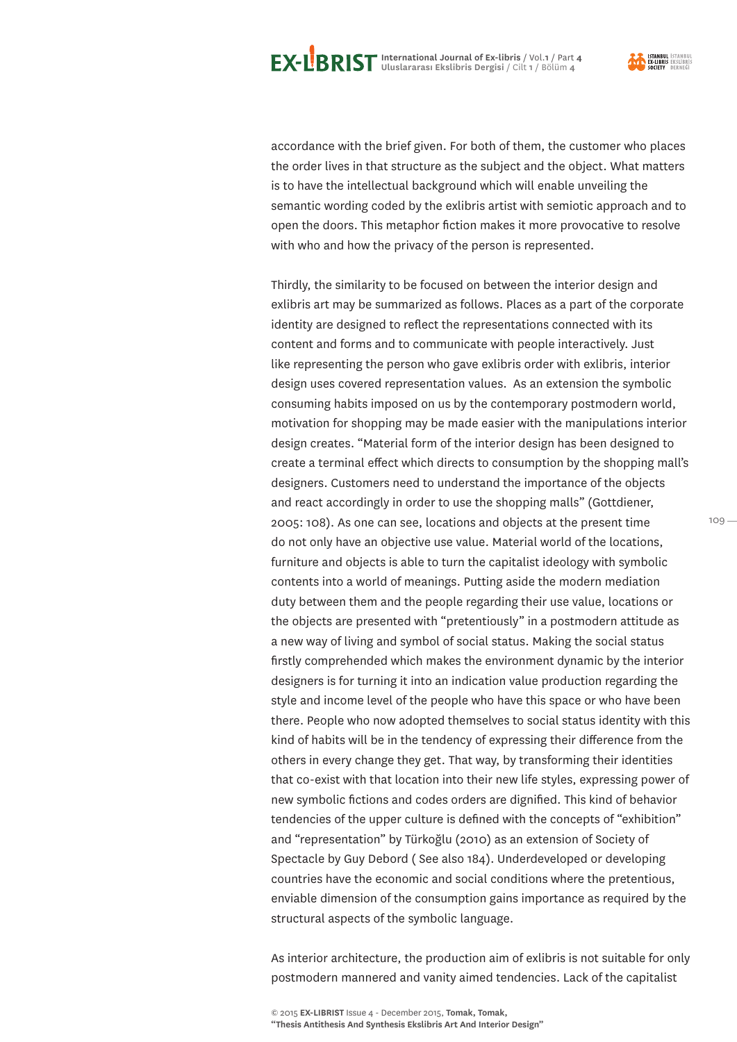accordance with the brief given. For both of them, the customer who places the order lives in that structure as the subject and the object. What matters is to have the intellectual background which will enable unveiling the semantic wording coded by the exlibris artist with semiotic approach and to open the doors. This metaphor fiction makes it more provocative to resolve with who and how the privacy of the person is represented.

Thirdly, the similarity to be focused on between the interior design and exlibris art may be summarized as follows. Places as a part of the corporate identity are designed to reflect the representations connected with its content and forms and to communicate with people interactively. Just like representing the person who gave exlibris order with exlibris, interior design uses covered representation values. As an extension the symbolic consuming habits imposed on us by the contemporary postmodern world, motivation for shopping may be made easier with the manipulations interior design creates. "Material form of the interior design has been designed to create a terminal effect which directs to consumption by the shopping mall's designers. Customers need to understand the importance of the objects and react accordingly in order to use the shopping malls" (Gottdiener, 2005: 108). As one can see, locations and objects at the present time do not only have an objective use value. Material world of the locations, furniture and objects is able to turn the capitalist ideology with symbolic contents into a world of meanings. Putting aside the modern mediation duty between them and the people regarding their use value, locations or the objects are presented with "pretentiously" in a postmodern attitude as a new way of living and symbol of social status. Making the social status firstly comprehended which makes the environment dynamic by the interior designers is for turning it into an indication value production regarding the style and income level of the people who have this space or who have been there. People who now adopted themselves to social status identity with this kind of habits will be in the tendency of expressing their difference from the others in every change they get. That way, by transforming their identities that co-exist with that location into their new life styles, expressing power of new symbolic fictions and codes orders are dignified. This kind of behavior tendencies of the upper culture is defined with the concepts of "exhibition" and "representation" by Türkoğlu (2010) as an extension of Society of Spectacle by Guy Debord ( See also 184). Underdeveloped or developing countries have the economic and social conditions where the pretentious, enviable dimension of the consumption gains importance as required by the structural aspects of the symbolic language.

As interior architecture, the production aim of exlibris is not suitable for only postmodern mannered and vanity aimed tendencies. Lack of the capitalist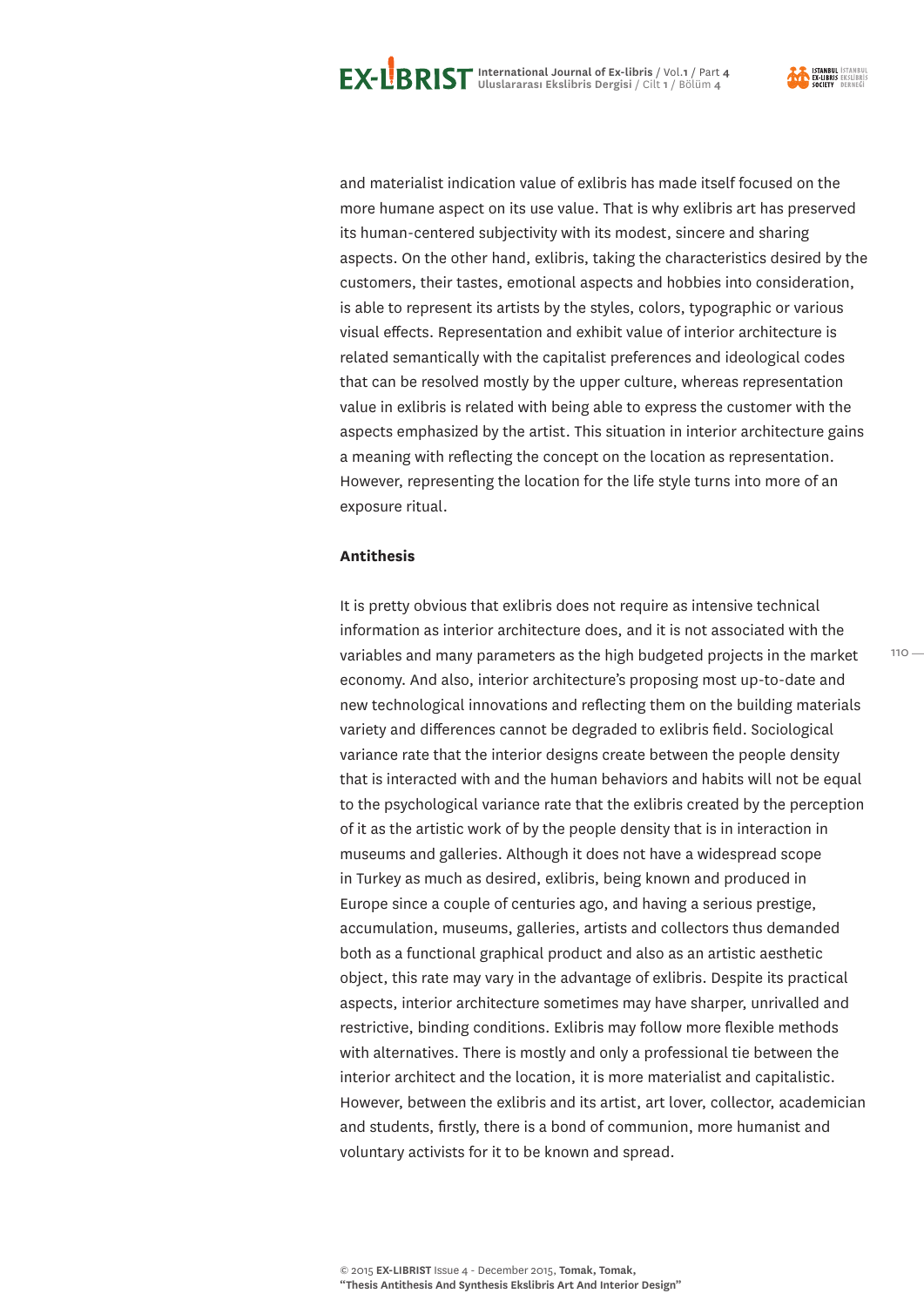and materialist indication value of exlibris has made itself focused on the more humane aspect on its use value. That is why exlibris art has preserved its human-centered subjectivity with its modest, sincere and sharing aspects. On the other hand, exlibris, taking the characteristics desired by the customers, their tastes, emotional aspects and hobbies into consideration, is able to represent its artists by the styles, colors, typographic or various visual effects. Representation and exhibit value of interior architecture is related semantically with the capitalist preferences and ideological codes that can be resolved mostly by the upper culture, whereas representation value in exlibris is related with being able to express the customer with the aspects emphasized by the artist. This situation in interior architecture gains a meaning with reflecting the concept on the location as representation. However, representing the location for the life style turns into more of an exposure ritual.

**Antithesis**

It is pretty obvious that exlibris does not require as intensive technical information as interior architecture does, and it is not associated with the variables and many parameters as the high budgeted projects in the market economy. And also, interior architecture's proposing most up-to-date and new technological innovations and reflecting them on the building materials variety and differences cannot be degraded to exlibris field. Sociological variance rate that the interior designs create between the people density that is interacted with and the human behaviors and habits will not be equal to the psychological variance rate that the exlibris created by the perception of it as the artistic work of by the people density that is in interaction in museums and galleries. Although it does not have a widespread scope in Turkey as much as desired, exlibris, being known and produced in Europe since a couple of centuries ago, and having a serious prestige, accumulation, museums, galleries, artists and collectors thus demanded both as a functional graphical product and also as an artistic aesthetic object, this rate may vary in the advantage of exlibris. Despite its practical aspects, interior architecture sometimes may have sharper, unrivalled and restrictive, binding conditions. Exlibris may follow more flexible methods with alternatives. There is mostly and only a professional tie between the interior architect and the location, it is more materialist and capitalistic. However, between the exlibris and its artist, art lover, collector, academician and students, firstly, there is a bond of communion, more humanist and voluntary activists for it to be known and spread.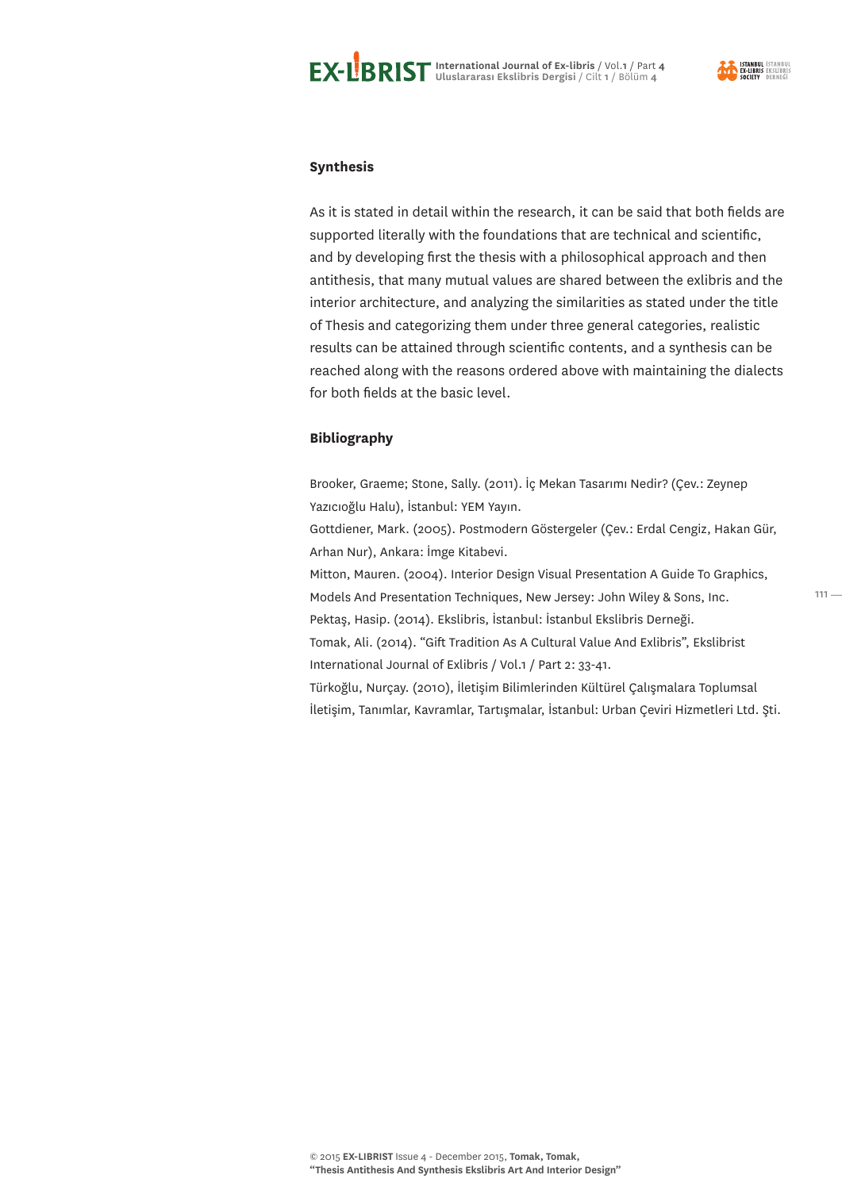## Synthesis

As it is stated in detail within the research, it can be said that both fields are supported literally with the foundations that are technical and scientific, and by developing first the thesis with a philosophical approach and then antithesis, that many mutual values are shared between the exlibris and the interior architecture, and analyzing the similarities as stated under the title of Thesis and categorizing them under three general categories, realistic results can be attained through scientific contents, and a synthesis can be reached along with the reasons ordered above with maintaining the dialects for both fields at the basic level.

## Bibliography

Brooker, Graeme; Stone, Sally. (2011). İç Mekan Tasarımı Nedir? (Çev.: Zeynep Yazıcıoğlu Halu), İstanbul: YEM Yayın.

Gottdiener, Mark. (2005). Postmodern Göstergeler (Çev.: Erdal Cengiz, Hakan Gür, Arhan Nur), Ankara: İmge Kitabevi.

Mitton, Mauren. (2004). Interior Design Visual Presentation A Guide To Graphics, Models And Presentation Techniques, New Jersey: John Wiley & Sons, Inc.

Pektaş, Hasip. (2014). Ekslibris, İstanbul: İstanbul Ekslibris Derneği.

Tomak, Ali. (2014). "Gift Tradition As A Cultural Value And Exlibris", Ekslibrist International Journal of Exlibris / Vol.1 / Part 2: 33-41.

Türkoğlu, Nurçay. (2010), İletişim Bilimlerinden Kültürel Çalışmalara Toplumsal İletişim, Tanımlar, Kavramlar, Tartışmalar, İstanbul: Urban Çeviri Hizmetleri Ltd. Şti.